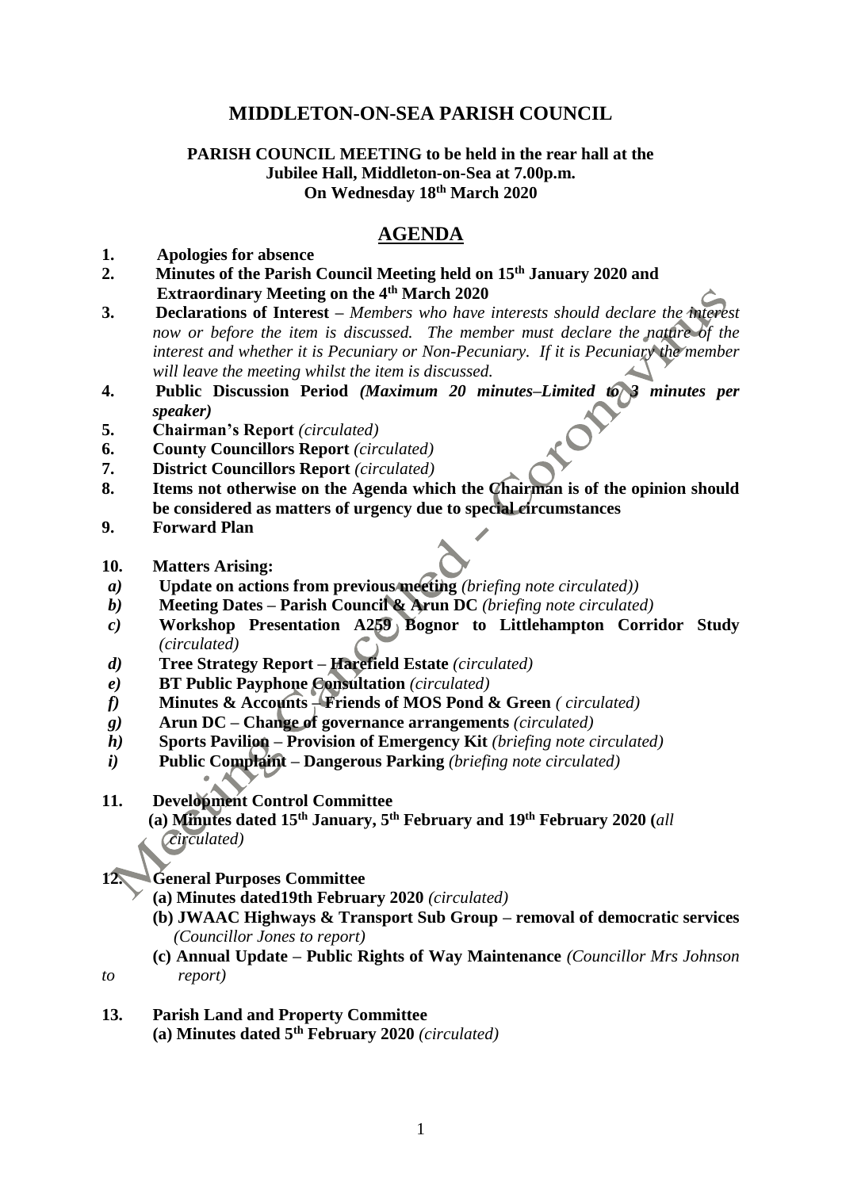# MIDDLETON-ON-SEA PARISH COUNCIL

**PARISH COUNCIL MEETING to be held in the rear hall at the Jubilee Hall, Middleton-on-Sea at 7.00p.m. On Wednesday 18th March 2020**

Meeting Cancelled - Coronavirus

## AGENDA

1. **Apologies for absence**
2. **Minutes of the Parish Council Meeting held on 15th January 2020 and Extraordinary Meeting on the 4th March 2020**
3. **Declarations of Interest** – *Members who have interests should declare the interest now or before the item is discussed. The member must declare the nature of the interest and whether it is Pecuniary or Non-Pecuniary. If it is Pecuniary the member will leave the meeting whilst the item is discussed.*
4. **Public Discussion Period** ***(Maximum 20 minutes–Limited to 3 minutes per speaker)***
5. **Chairman's Report** *(circulated)*
6. **County Councillors Report** *(circulated)*
7. **District Councillors Report** *(circulated)*
8. **Items not otherwise on the Agenda which the Chairman is of the opinion should be considered as matters of urgency due to special circumstances**
9. **Forward Plan**

10. **Matters Arising:**
    - ***a)*** **Update on actions from previous meeting** *(briefing note circulated))*
    - ***b)*** **Meeting Dates – Parish Council & Arun DC** *(briefing note circulated)*
    - ***c)*** **Workshop Presentation A259 Bognor to Littlehampton Corridor Study** *(circulated)*
    - ***d)*** **Tree Strategy Report – Harefield Estate** *(circulated)*
    - ***e)*** **BT Public Payphone Consultation** *(circulated)*
    - ***f)*** **Minutes & Accounts – Friends of MOS Pond & Green** *( circulated)*
    - ***g)*** **Arun DC – Change of governance arrangements** *(circulated)*
    - ***h)*** **Sports Pavilion – Provision of Emergency Kit** *(briefing note circulated)*
    - ***i)*** **Public Complaint – Dangerous Parking** *(briefing note circulated)*

11. **Development Control Committee**
    **(a) Minutes dated 15th January, 5th February and 19th February 2020 (*all circulated*)**

12. **General Purposes Committee**
    **(a) Minutes dated19th February 2020** *(circulated)*
    **(b) JWAAC Highways & Transport Sub Group – removal of democratic services** *(Councillor Jones to report)*
    **(c) Annual Update – Public Rights of Way Maintenance** *(Councillor Mrs Johnson to report)*

13. **Parish Land and Property Committee**
    **(a) Minutes dated 5th February 2020** *(circulated)*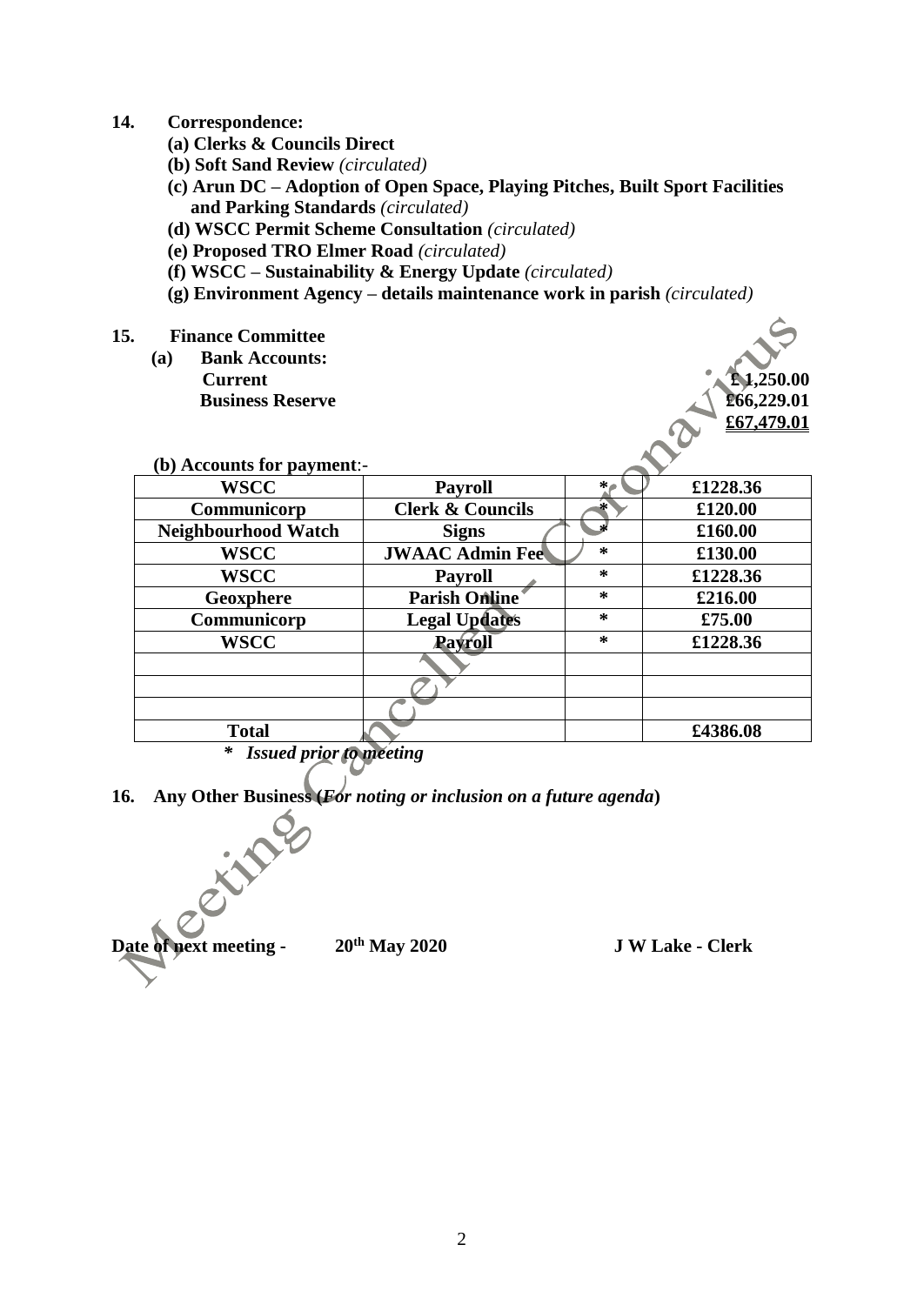**14. Correspondence:**

**(a) Clerks & Councils Direct**

**(b) Soft Sand Review** *(circulated)*

**(c) Arun DC – Adoption of Open Space, Playing Pitches, Built Sport Facilities and Parking Standards** *(circulated)*

**(d) WSCC Permit Scheme Consultation** *(circulated)*

**(e) Proposed TRO Elmer Road** *(circulated)*

**(f) WSCC – Sustainability & Energy Update** *(circulated)*

**(g) Environment Agency – details maintenance work in parish** *(circulated)*

**15. Finance Committee**

**(a) Bank Accounts:**

| | |
|---|---|
| **Current** | **£1,250.00** |
| **Business Reserve** | **£66,229.01** |
| | **£67,479.01** |

**(b) Accounts for payment**:-

| | | | |
|---|---|---|---|
| **WSCC** | **Payroll** | * | **£1228.36** |
| **Communicorp** | **Clerk & Councils** | * | **£120.00** |
| **Neighbourhood Watch** | **Signs** | * | **£160.00** |
| **WSCC** | **JWAAC Admin Fee** | * | **£130.00** |
| **WSCC** | **Payroll** | * | **£1228.36** |
| **Geoxphere** | **Parish Online** | * | **£216.00** |
| **Communicorp** | **Legal Updates** | * | **£75.00** |
| **WSCC** | **Payroll** | * | **£1228.36** |
| | | | |
| | | | |
| | | | |
| **Total** | | | **£4386.08** |

*** *Issued prior to meeting***

**16. Any Other Business (*For noting or inclusion on a future agenda*)**

**Date of next meeting - 20th May 2020 J W Lake - Clerk**

Meeting Cancelled - Coronavirus